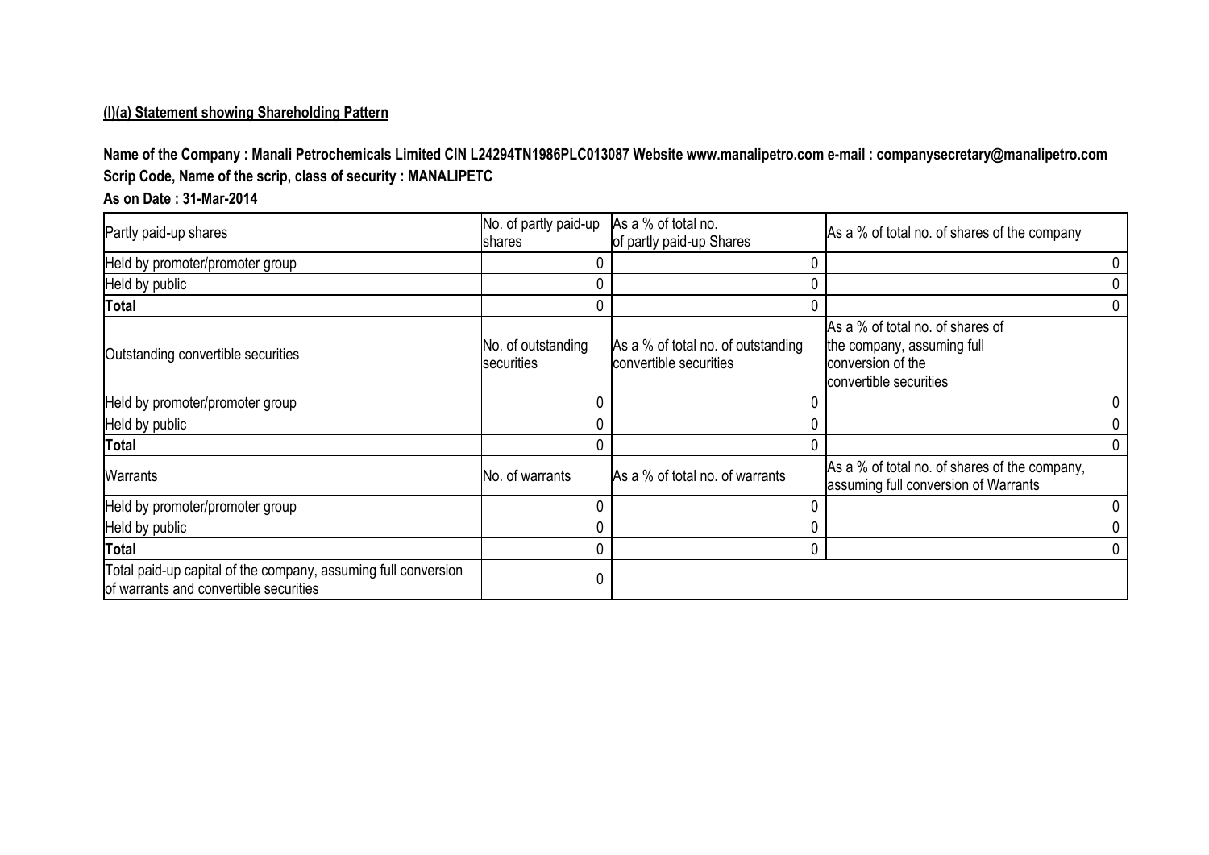**(I)(a) Statement showing Shareholding Pattern**

**Name of the Company : Manali Petrochemicals Limited CIN L24294TN1986PLC013087 Website www.manalipetro.com e-mail : companysecretary@manalipetro.com**

**Scrip Code, Name of the scrip, class of security : MANALIPETC**

**As on Date : 31-Mar-2014**

| Partly paid-up shares | No. of partly paid-up shares | As a % of total no. of partly paid-up Shares | As a % of total no. of shares of the company |
|---|---|---|---|
| Held by promoter/promoter group | 0 | 0 | 0 |
| Held by public | 0 | 0 | 0 |
| **Total** | 0 | 0 | 0 |
| Outstanding convertible securities | No. of outstanding securities | As a % of total no. of outstanding convertible securities | As a % of total no. of shares of the company, assuming full conversion of the convertible securities |
| Held by promoter/promoter group | 0 | 0 | 0 |
| Held by public | 0 | 0 | 0 |
| **Total** | 0 | 0 | 0 |
| Warrants | No. of warrants | As a % of total no. of warrants | As a % of total no. of shares of the company, assuming full conversion of Warrants |
| Held by promoter/promoter group | 0 | 0 | 0 |
| Held by public | 0 | 0 | 0 |
| **Total** | 0 | 0 | 0 |
| Total paid-up capital of the company, assuming full conversion of warrants and convertible securities | 0 | | |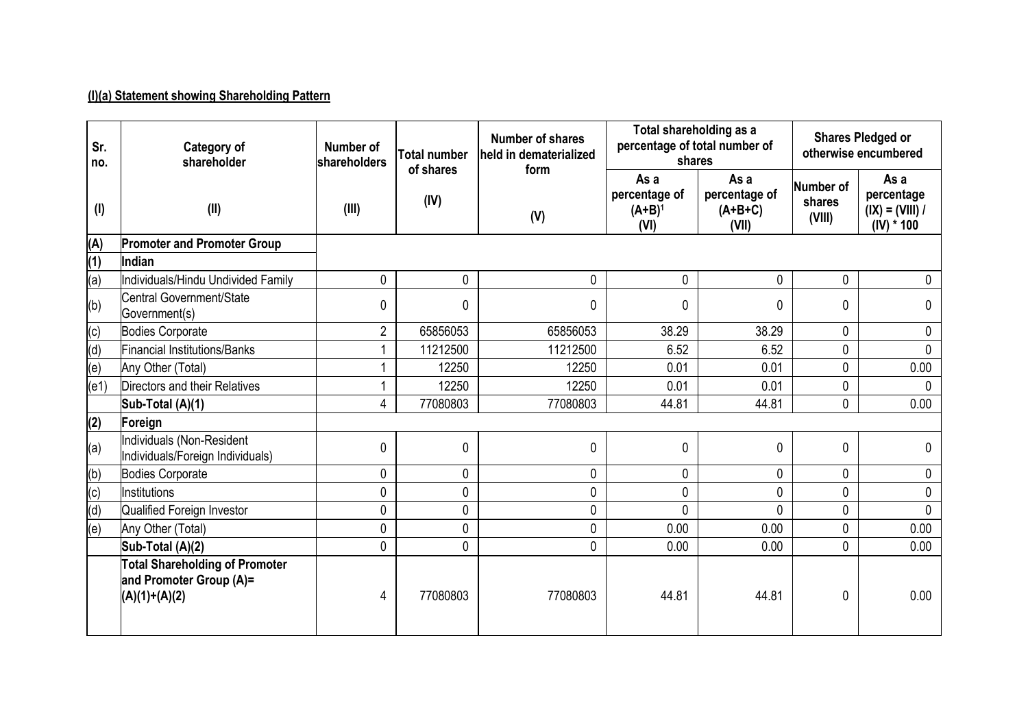**(I)(a) Statement showing Shareholding Pattern**

| Sr. no. | Category of shareholder | Number of shareholders | Total number of shares | Number of shares held in dematerialized form | Total shareholding as a percentage of total number of shares | | Shares Pledged or otherwise encumbered | |
|---|---|---|---|---|---|---|---|---|
| | | | | | As a percentage of (A+B)[1] | As a percentage of (A+B+C) | Number of shares | As a percentage |
| (I) | (II) | (III) | (IV) | (V) | (VI) | (VII) | (VIII) | (IX) = (VIII) / (IV) * 100 |
| **(A)** | **Promoter and Promoter Group** | | | | | | | |
| **(1)** | **Indian** | | | | | | | |
| (a) | Individuals/Hindu Undivided Family | 0 | 0 | 0 | 0 | 0 | 0 | 0 |
| (b) | Central Government/State Government(s) | 0 | 0 | 0 | 0 | 0 | 0 | 0 |
| (c) | Bodies Corporate | 2 | 65856053 | 65856053 | 38.29 | 38.29 | 0 | 0 |
| (d) | Financial Institutions/Banks | 1 | 11212500 | 11212500 | 6.52 | 6.52 | 0 | 0 |
| (e) | Any Other (Total) | 1 | 12250 | 12250 | 0.01 | 0.01 | 0 | 0.00 |
| (e1) | Directors and their Relatives | 1 | 12250 | 12250 | 0.01 | 0.01 | 0 | 0 |
| | **Sub-Total (A)(1)** | 4 | 77080803 | 77080803 | 44.81 | 44.81 | 0 | 0.00 |
| **(2)** | **Foreign** | | | | | | | |
| (a) | Individuals (Non-Resident Individuals/Foreign Individuals) | 0 | 0 | 0 | 0 | 0 | 0 | 0 |
| (b) | Bodies Corporate | 0 | 0 | 0 | 0 | 0 | 0 | 0 |
| (c) | Institutions | 0 | 0 | 0 | 0 | 0 | 0 | 0 |
| (d) | Qualified Foreign Investor | 0 | 0 | 0 | 0 | 0 | 0 | 0 |
| (e) | Any Other (Total) | 0 | 0 | 0 | 0.00 | 0.00 | 0 | 0.00 |
| | **Sub-Total (A)(2)** | 0 | 0 | 0 | 0.00 | 0.00 | 0 | 0.00 |
| | **Total Shareholding of Promoter and Promoter Group (A)= (A)(1)+(A)(2)** | 4 | 77080803 | 77080803 | 44.81 | 44.81 | 0 | 0.00 |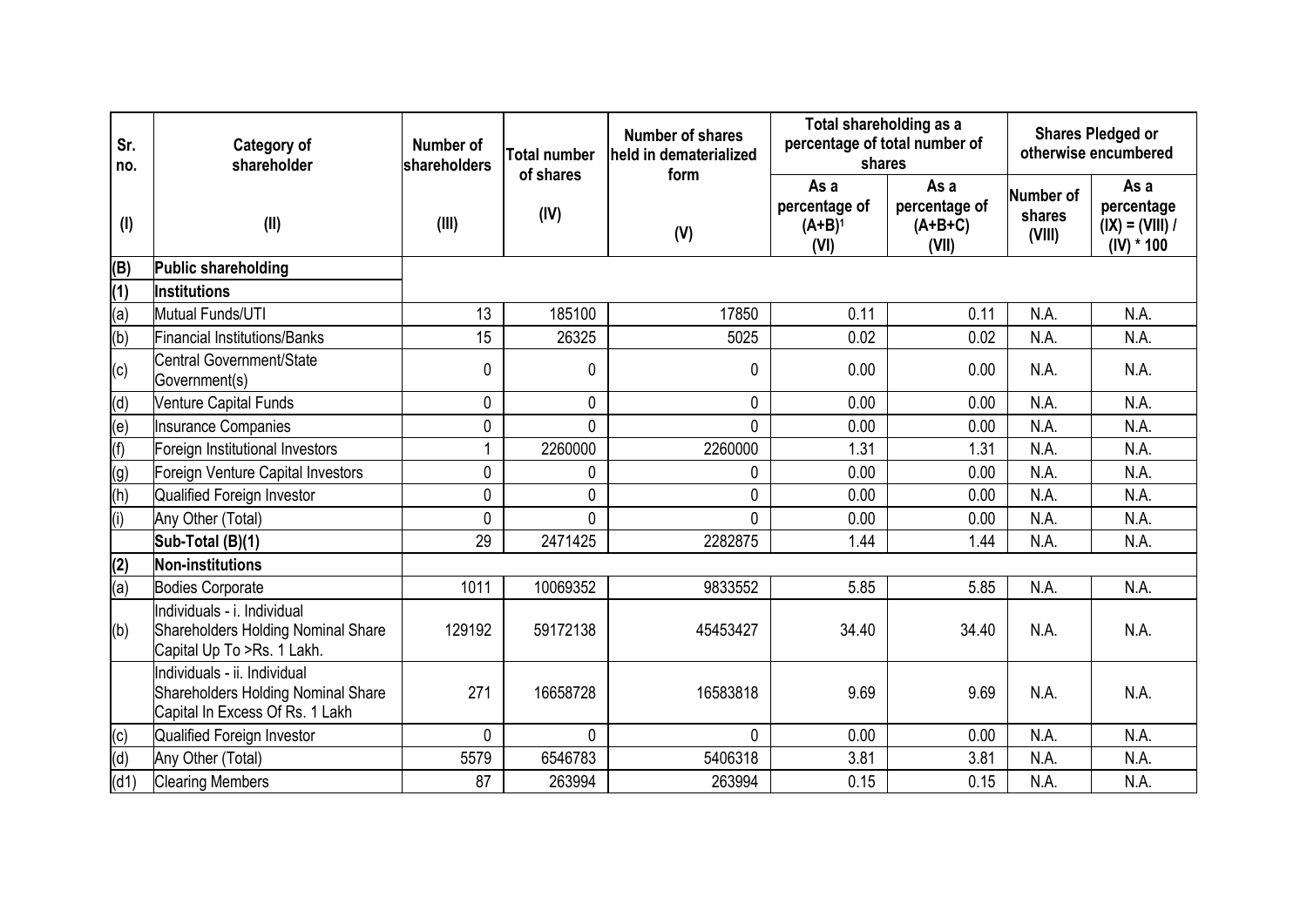| Sr. no. | Category of shareholder | Number of shareholders | Total number of shares | Number of shares held in dematerialized form | Total shareholding as a percentage of total number of shares | | Shares Pledged or otherwise encumbered | |
|---|---|---|---|---|---|---|---|---|
| | | | | | As a percentage of (A+B)[1] | As a percentage of (A+B+C) | Number of shares | As a percentage |
| (I) | (II) | (III) | (IV) | (V) | (VI) | (VII) | (VIII) | (IX) = (VIII) / (IV) * 100 |
| (B) | **Public shareholding** | | | | | | | |
| (1) | **Institutions** | | | | | | | |
| (a) | Mutual Funds/UTI | 13 | 185100 | 17850 | 0.11 | 0.11 | N.A. | N.A. |
| (b) | Financial Institutions/Banks | 15 | 26325 | 5025 | 0.02 | 0.02 | N.A. | N.A. |
| (c) | Central Government/State Government(s) | 0 | 0 | 0 | 0.00 | 0.00 | N.A. | N.A. |
| (d) | Venture Capital Funds | 0 | 0 | 0 | 0.00 | 0.00 | N.A. | N.A. |
| (e) | Insurance Companies | 0 | 0 | 0 | 0.00 | 0.00 | N.A. | N.A. |
| (f) | Foreign Institutional Investors | 1 | 2260000 | 2260000 | 1.31 | 1.31 | N.A. | N.A. |
| (g) | Foreign Venture Capital Investors | 0 | 0 | 0 | 0.00 | 0.00 | N.A. | N.A. |
| (h) | Qualified Foreign Investor | 0 | 0 | 0 | 0.00 | 0.00 | N.A. | N.A. |
| (i) | Any Other (Total) | 0 | 0 | 0 | 0.00 | 0.00 | N.A. | N.A. |
| | **Sub-Total (B)(1)** | 29 | 2471425 | 2282875 | 1.44 | 1.44 | N.A. | N.A. |
| (2) | **Non-institutions** | | | | | | | |
| (a) | Bodies Corporate | 1011 | 10069352 | 9833552 | 5.85 | 5.85 | N.A. | N.A. |
| (b) | Individuals - i. Individual Shareholders Holding Nominal Share Capital Up To >Rs. 1 Lakh. | 129192 | 59172138 | 45453427 | 34.40 | 34.40 | N.A. | N.A. |
| | Individuals - ii. Individual Shareholders Holding Nominal Share Capital In Excess Of Rs. 1 Lakh | 271 | 16658728 | 16583818 | 9.69 | 9.69 | N.A. | N.A. |
| (c) | Qualified Foreign Investor | 0 | 0 | 0 | 0.00 | 0.00 | N.A. | N.A. |
| (d) | Any Other (Total) | 5579 | 6546783 | 5406318 | 3.81 | 3.81 | N.A. | N.A. |
| (d1) | Clearing Members | 87 | 263994 | 263994 | 0.15 | 0.15 | N.A. | N.A. |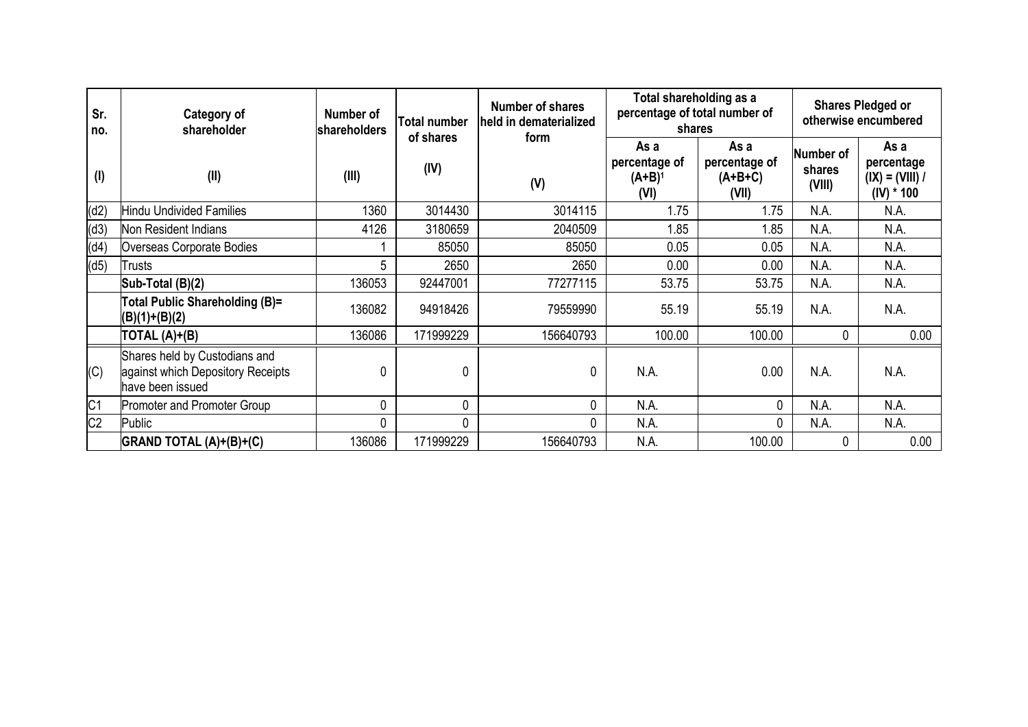| Sr. no. | Category of shareholder | Number of shareholders | Total number of shares | Number of shares held in dematerialized form | Total shareholding as a percentage of total number of shares | | Shares Pledged or otherwise encumbered | |
|---|---|---|---|---|---|---|---|---|
| | | | | | As a percentage of (A+B)[1] | As a percentage of (A+B+C) | Number of shares | As a percentage |
| (I) | (II) | (III) | (IV) | (V) | (VI) | (VII) | (VIII) | (IX) = (VIII) / (IV) * 100 |
| (d2) | Hindu Undivided Families | 1360 | 3014430 | 3014115 | 1.75 | 1.75 | N.A. | N.A. |
| (d3) | Non Resident Indians | 4126 | 3180659 | 2040509 | 1.85 | 1.85 | N.A. | N.A. |
| (d4) | Overseas Corporate Bodies | 1 | 85050 | 85050 | 0.05 | 0.05 | N.A. | N.A. |
| (d5) | Trusts | 5 | 2650 | 2650 | 0.00 | 0.00 | N.A. | N.A. |
| | **Sub-Total (B)(2)** | 136053 | 92447001 | 77277115 | 53.75 | 53.75 | N.A. | N.A. |
| | **Total Public Shareholding (B)= (B)(1)+(B)(2)** | 136082 | 94918426 | 79559990 | 55.19 | 55.19 | N.A. | N.A. |
| | **TOTAL (A)+(B)** | 136086 | 171999229 | 156640793 | 100.00 | 100.00 | 0 | 0.00 |
| (C) | Shares held by Custodians and against which Depository Receipts have been issued | 0 | 0 | 0 | N.A. | 0.00 | N.A. | N.A. |
| C1 | Promoter and Promoter Group | 0 | 0 | 0 | N.A. | 0 | N.A. | N.A. |
| C2 | Public | 0 | 0 | 0 | N.A. | 0 | N.A. | N.A. |
| | **GRAND TOTAL (A)+(B)+(C)** | 136086 | 171999229 | 156640793 | N.A. | 100.00 | 0 | 0.00 |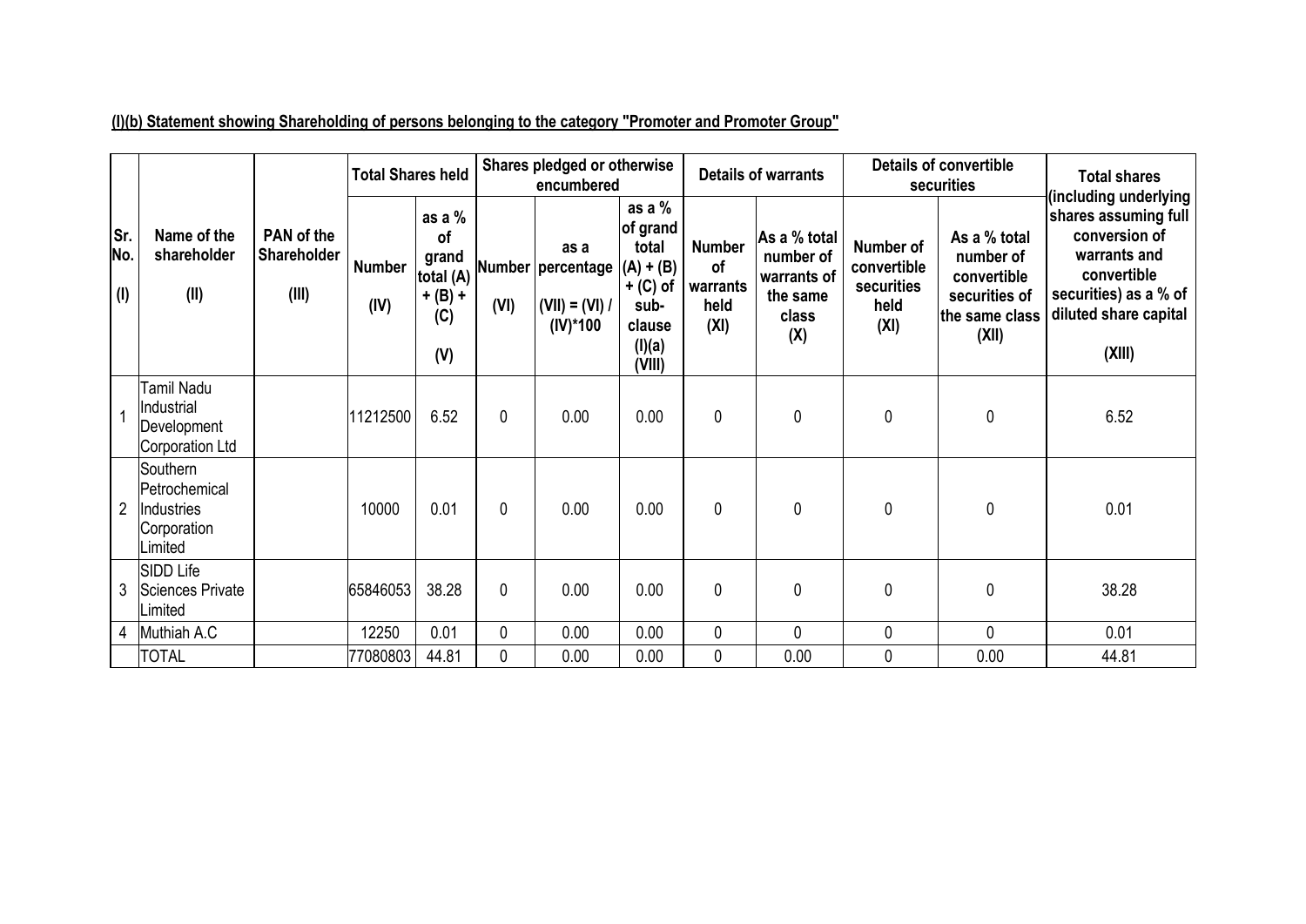**(I)(b) Statement showing Shareholding of persons belonging to the category "Promoter and Promoter Group"**

| Sr. No. (I) | Name of the shareholder (II) | PAN of the Shareholder (III) | Total Shares held | | Shares pledged or otherwise encumbered | | | Details of warrants | | Details of convertible securities | | Total shares (including underlying shares assuming full conversion of warrants and convertible securities) as a % of diluted share capital (XIII) |
|---|---|---|---|---|---|---|---|---|---|---|---|---|
| | | | Number (IV) | as a % of grand total (A) + (B) + (C) (V) | Number (VI) | as a percentage (VII) = (VI) / (IV)*100 | as a % of grand total (A) + (B) + (C) of sub-clause (I)(a) (VIII) | Number of warrants held (XI) | As a % total number of warrants of the same class (X) | Number of convertible securities held (XI) | As a % total number of convertible securities of the same class (XII) | |
| 1 | Tamil Nadu Industrial Development Corporation Ltd | | 11212500 | 6.52 | 0 | 0.00 | 0.00 | 0 | 0 | 0 | 0 | 6.52 |
| 2 | Southern Petrochemical Industries Corporation Limited | | 10000 | 0.01 | 0 | 0.00 | 0.00 | 0 | 0 | 0 | 0 | 0.01 |
| 3 | SIDD Life Sciences Private Limited | | 65846053 | 38.28 | 0 | 0.00 | 0.00 | 0 | 0 | 0 | 0 | 38.28 |
| 4 | Muthiah A.C | | 12250 | 0.01 | 0 | 0.00 | 0.00 | 0 | 0 | 0 | 0 | 0.01 |
| | TOTAL | | 77080803 | 44.81 | 0 | 0.00 | 0.00 | 0 | 0.00 | 0 | 0.00 | 44.81 |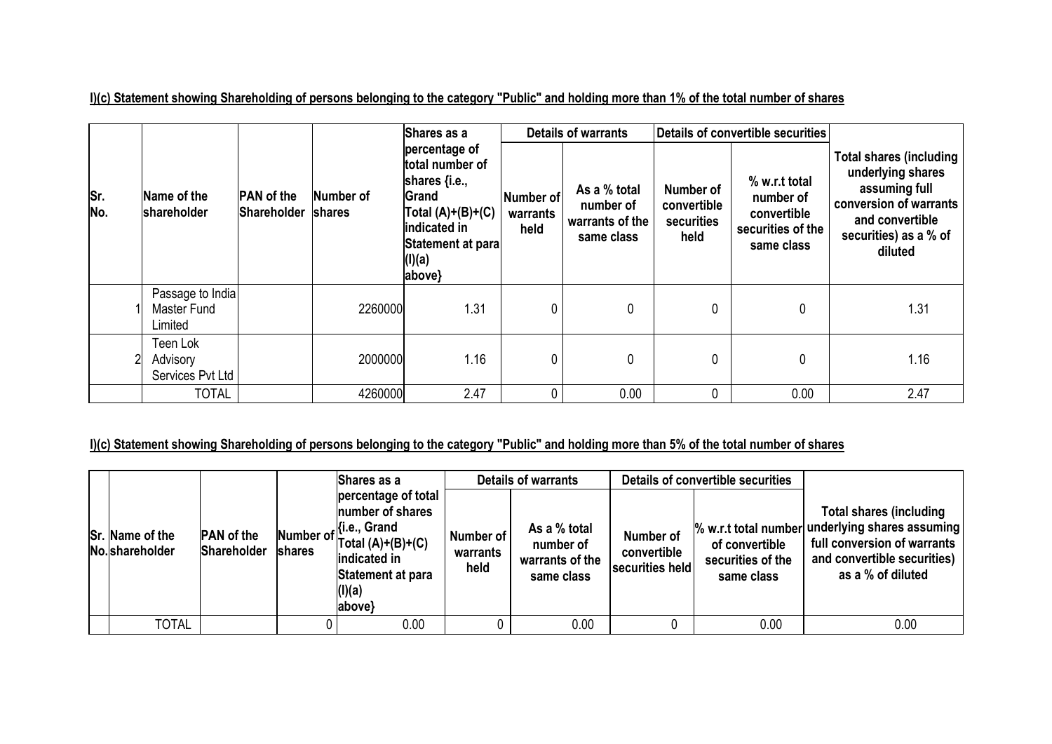**I)(c) Statement showing Shareholding of persons belonging to the category "Public" and holding more than 1% of the total number of shares**

| Sr. No. | Name of the shareholder | PAN of the Shareholder | Number of shares | Shares as a percentage of total number of shares {i.e., Grand Total (A)+(B)+(C) indicated in Statement at para (I)(a) above} | Details of warrants | | Details of convertible securities | | Total shares (including underlying shares assuming full conversion of warrants and convertible securities) as a % of diluted |
|---|---|---|---|---|---|---|---|---|---|
| | | | | | Number of warrants held | As a % total number of warrants of the same class | Number of convertible securities held | % w.r.t total number of convertible securities of the same class | |
| 1 | Passage to India Master Fund Limited | | 2260000 | 1.31 | 0 | 0 | 0 | 0 | 1.31 |
| 2 | Teen Lok Advisory Services Pvt Ltd | | 2000000 | 1.16 | 0 | 0 | 0 | 0 | 1.16 |
| | TOTAL | | 4260000 | 2.47 | 0 | 0.00 | 0 | 0.00 | 2.47 |

**I)(c) Statement showing Shareholding of persons belonging to the category "Public" and holding more than 5% of the total number of shares**

| Sr. No. | Name of the shareholder | PAN of the Shareholder | Number of shares | Shares as a percentage of total number of shares {i.e., Grand Total (A)+(B)+(C) indicated in Statement at para (I)(a) above} | Details of warrants | | Details of convertible securities | | Total shares (including underlying shares assuming full conversion of warrants and convertible securities) as a % of diluted |
|---|---|---|---|---|---|---|---|---|---|
| | | | | | Number of warrants held | As a % total number of warrants of the same class | Number of convertible securities held | % w.r.t total number of convertible securities of the same class | |
| | TOTAL | | 0 | 0.00 | 0 | 0.00 | 0 | 0.00 | 0.00 |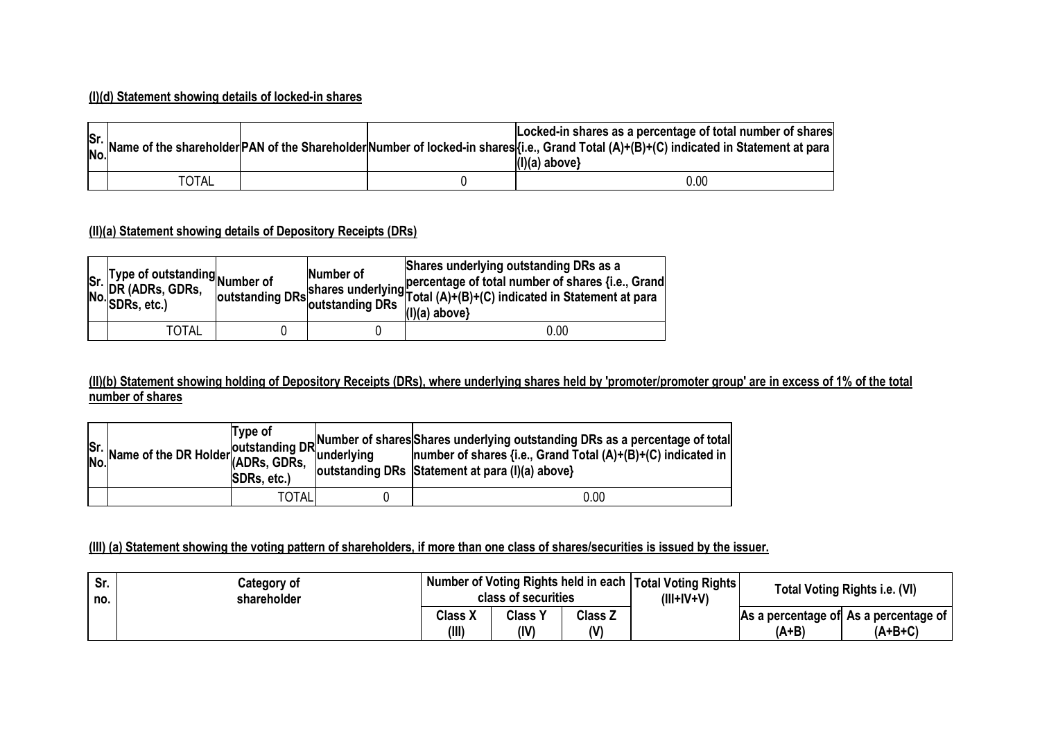**(I)(d) Statement showing details of locked-in shares**

| Sr. No. | Name of the shareholder | PAN of the Shareholder | Number of locked-in shares | Locked-in shares as a percentage of total number of shares {i.e., Grand Total (A)+(B)+(C) indicated in Statement at para (I)(a) above} |
|---|---|---|---|---|
| | TOTAL | | 0 | 0.00 |

**(II)(a) Statement showing details of Depository Receipts (DRs)**

| Sr. No. | Type of outstanding DR (ADRs, GDRs, SDRs, etc.) | Number of outstanding DRs | Number of shares underlying outstanding DRs | Shares underlying outstanding DRs as a percentage of total number of shares {i.e., Grand Total (A)+(B)+(C) indicated in Statement at para (I)(a) above} |
|---|---|---|---|---|
| | TOTAL | 0 | 0 | 0.00 |

**(II)(b) Statement showing holding of Depository Receipts (DRs), where underlying shares held by 'promoter/promoter group' are in excess of 1% of the total number of shares**

| Sr. No. | Name of the DR Holder | Type of outstanding DR (ADRs, GDRs, SDRs, etc.) | Number of shares underlying outstanding DRs | Shares underlying outstanding DRs as a percentage of total number of shares {i.e., Grand Total (A)+(B)+(C) indicated in Statement at para (I)(a) above} |
|---|---|---|---|---|
| | | TOTAL | 0 | 0.00 |

**(III) (a) Statement showing the voting pattern of shareholders, if more than one class of shares/securities is issued by the issuer.**

| Sr. no. | Category of shareholder | Number of Voting Rights held in each class of securities | | | Total Voting Rights (III+IV+V) | Total Voting Rights i.e. (VI) | |
|---|---|---|---|---|---|---|---|
| | | Class X (III) | Class Y (IV) | Class Z (V) | | As a percentage of (A+B) | As a percentage of (A+B+C) |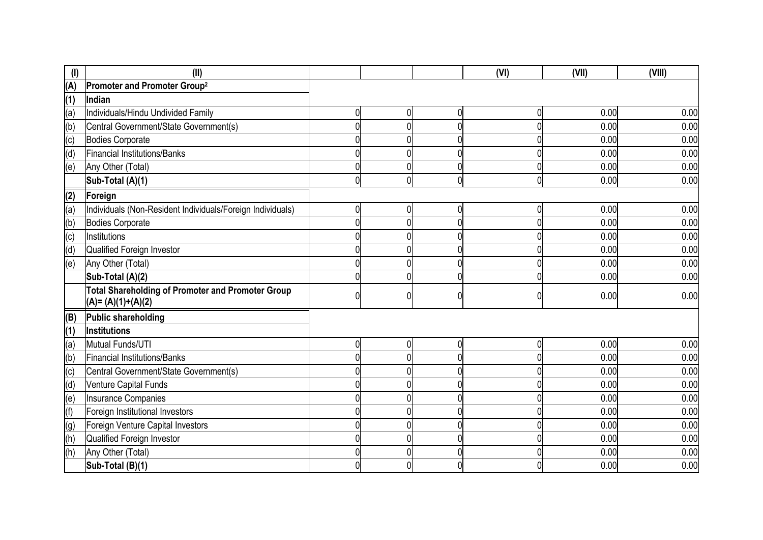| (I) | (II) | | | | (VI) | (VII) | (VIII) |
|---|---|---|---|---|---|---|---|
| (A) | **Promoter and Promoter Group[2]** | | | | | | |
| (1) | **Indian** | | | | | | |
| (a) | Individuals/Hindu Undivided Family | 0 | 0 | 0 | 0 | 0.00 | 0.00 |
| (b) | Central Government/State Government(s) | 0 | 0 | 0 | 0 | 0.00 | 0.00 |
| (c) | Bodies Corporate | 0 | 0 | 0 | 0 | 0.00 | 0.00 |
| (d) | Financial Institutions/Banks | 0 | 0 | 0 | 0 | 0.00 | 0.00 |
| (e) | Any Other (Total) | 0 | 0 | 0 | 0 | 0.00 | 0.00 |
| | **Sub-Total (A)(1)** | 0 | 0 | 0 | 0 | 0.00 | 0.00 |
| (2) | **Foreign** | | | | | | |
| (a) | Individuals (Non-Resident Individuals/Foreign Individuals) | 0 | 0 | 0 | 0 | 0.00 | 0.00 |
| (b) | Bodies Corporate | 0 | 0 | 0 | 0 | 0.00 | 0.00 |
| (c) | Institutions | 0 | 0 | 0 | 0 | 0.00 | 0.00 |
| (d) | Qualified Foreign Investor | 0 | 0 | 0 | 0 | 0.00 | 0.00 |
| (e) | Any Other (Total) | 0 | 0 | 0 | 0 | 0.00 | 0.00 |
| | **Sub-Total (A)(2)** | 0 | 0 | 0 | 0 | 0.00 | 0.00 |
| | **Total Shareholding of Promoter and Promoter Group (A)= (A)(1)+(A)(2)** | 0 | 0 | 0 | 0 | 0.00 | 0.00 |
| (B) | **Public shareholding** | | | | | | |
| (1) | **Institutions** | | | | | | |
| (a) | Mutual Funds/UTI | 0 | 0 | 0 | 0 | 0.00 | 0.00 |
| (b) | Financial Institutions/Banks | 0 | 0 | 0 | 0 | 0.00 | 0.00 |
| (c) | Central Government/State Government(s) | 0 | 0 | 0 | 0 | 0.00 | 0.00 |
| (d) | Venture Capital Funds | 0 | 0 | 0 | 0 | 0.00 | 0.00 |
| (e) | Insurance Companies | 0 | 0 | 0 | 0 | 0.00 | 0.00 |
| (f) | Foreign Institutional Investors | 0 | 0 | 0 | 0 | 0.00 | 0.00 |
| (g) | Foreign Venture Capital Investors | 0 | 0 | 0 | 0 | 0.00 | 0.00 |
| (h) | Qualified Foreign Investor | 0 | 0 | 0 | 0 | 0.00 | 0.00 |
| (h) | Any Other (Total) | 0 | 0 | 0 | 0 | 0.00 | 0.00 |
| | **Sub-Total (B)(1)** | 0 | 0 | 0 | 0 | 0.00 | 0.00 |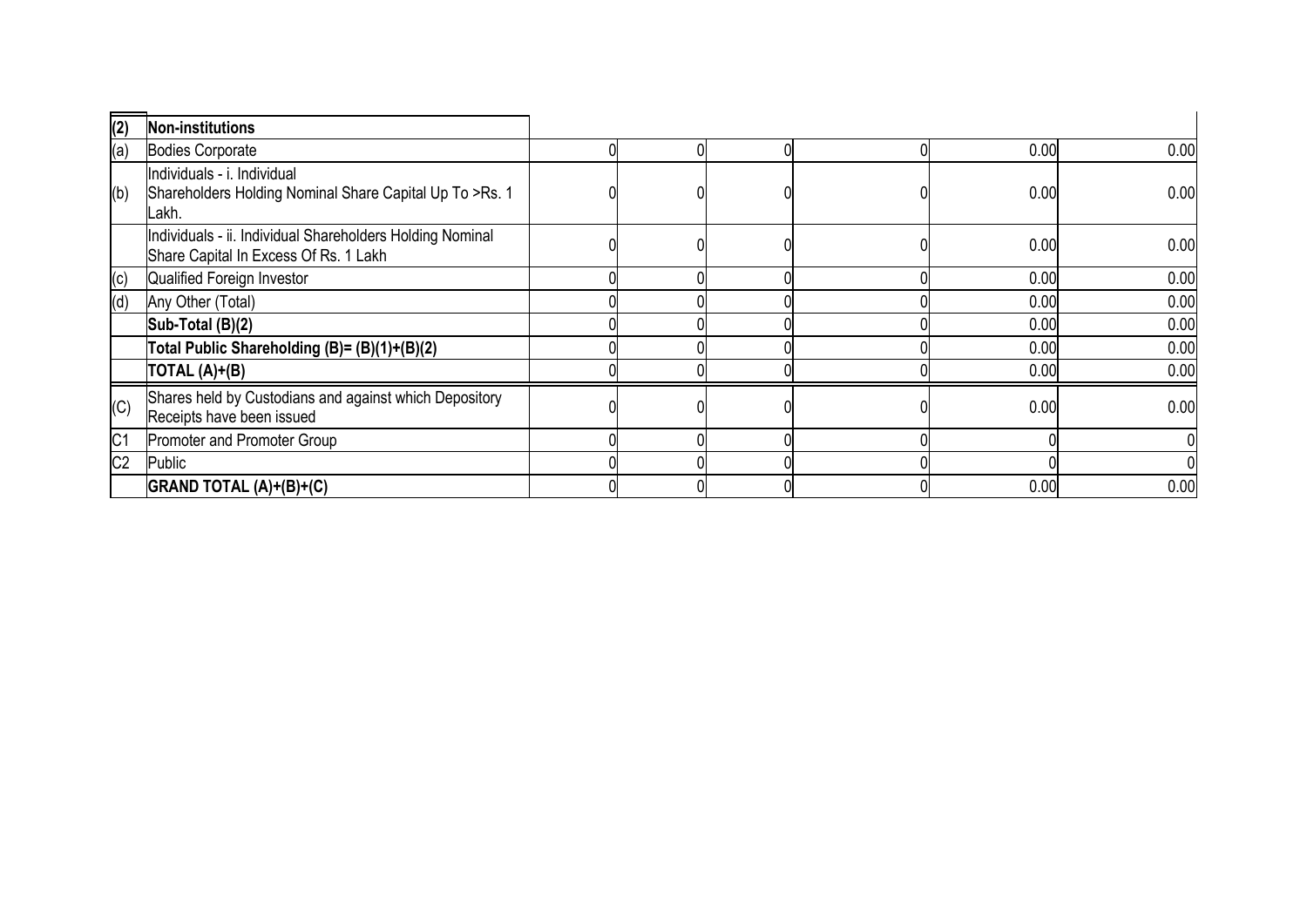| | | | | | | | |
|---|---|---|---|---|---|---|---|
| **(2)** | **Non-institutions** | | | | | | |
| (a) | Bodies Corporate | 0 | 0 | 0 | 0 | 0.00 | 0.00 |
| (b) | Individuals - i. Individual Shareholders Holding Nominal Share Capital Up To >Rs. 1 Lakh. | 0 | 0 | 0 | 0 | 0.00 | 0.00 |
| | Individuals - ii. Individual Shareholders Holding Nominal Share Capital In Excess Of Rs. 1 Lakh | 0 | 0 | 0 | 0 | 0.00 | 0.00 |
| (c) | Qualified Foreign Investor | 0 | 0 | 0 | 0 | 0.00 | 0.00 |
| (d) | Any Other (Total) | 0 | 0 | 0 | 0 | 0.00 | 0.00 |
| | **Sub-Total (B)(2)** | 0 | 0 | 0 | 0 | 0.00 | 0.00 |
| | **Total Public Shareholding (B)= (B)(1)+(B)(2)** | 0 | 0 | 0 | 0 | 0.00 | 0.00 |
| | **TOTAL (A)+(B)** | 0 | 0 | 0 | 0 | 0.00 | 0.00 |
| (C) | Shares held by Custodians and against which Depository Receipts have been issued | 0 | 0 | 0 | 0 | 0.00 | 0.00 |
| C1 | Promoter and Promoter Group | 0 | 0 | 0 | 0 | 0 | 0 |
| C2 | Public | 0 | 0 | 0 | 0 | 0 | 0 |
| | **GRAND TOTAL (A)+(B)+(C)** | 0 | 0 | 0 | 0 | 0.00 | 0.00 |